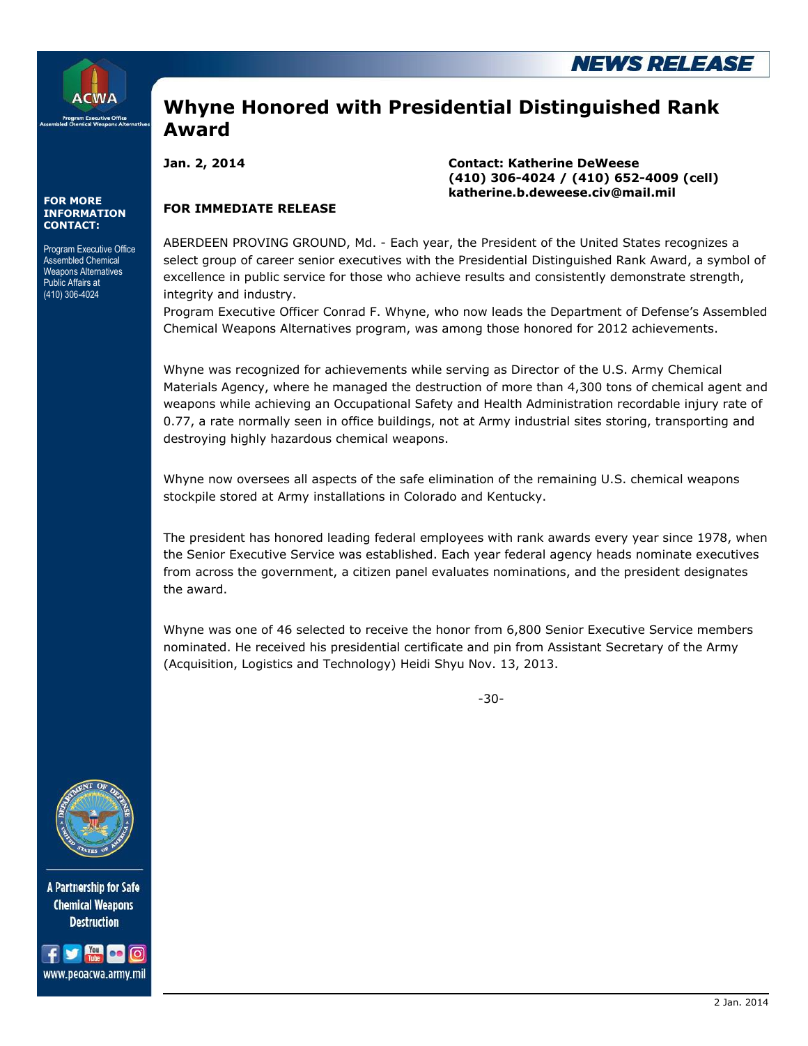NEWS RELEASE

ACWA
Program Executive Office
Assembled Chemical Weapons Alternatives

**FOR MORE INFORMATION CONTACT:**

Program Executive Office Assembled Chemical Weapons Alternatives Public Affairs at (410) 306-4024

# Whyne Honored with Presidential Distinguished Rank Award

**Jan. 2, 2014**

**Contact: Katherine DeWeese**
**(410) 306-4024 / (410) 652-4009 (cell)**
**katherine.b.deweese.civ@mail.mil**

**FOR IMMEDIATE RELEASE**

ABERDEEN PROVING GROUND, Md. - Each year, the President of the United States recognizes a select group of career senior executives with the Presidential Distinguished Rank Award, a symbol of excellence in public service for those who achieve results and consistently demonstrate strength, integrity and industry.
Program Executive Officer Conrad F. Whyne, who now leads the Department of Defense's Assembled Chemical Weapons Alternatives program, was among those honored for 2012 achievements.

Whyne was recognized for achievements while serving as Director of the U.S. Army Chemical Materials Agency, where he managed the destruction of more than 4,300 tons of chemical agent and weapons while achieving an Occupational Safety and Health Administration recordable injury rate of 0.77, a rate normally seen in office buildings, not at Army industrial sites storing, transporting and destroying highly hazardous chemical weapons.

Whyne now oversees all aspects of the safe elimination of the remaining U.S. chemical weapons stockpile stored at Army installations in Colorado and Kentucky.

The president has honored leading federal employees with rank awards every year since 1978, when the Senior Executive Service was established. Each year federal agency heads nominate executives from across the government, a citizen panel evaluates nominations, and the president designates the award.

Whyne was one of 46 selected to receive the honor from 6,800 Senior Executive Service members nominated. He received his presidential certificate and pin from Assistant Secretary of the Army (Acquisition, Logistics and Technology) Heidi Shyu Nov. 13, 2013.

-30-

A Partnership for Safe Chemical Weapons Destruction

www.peoacwa.army.mil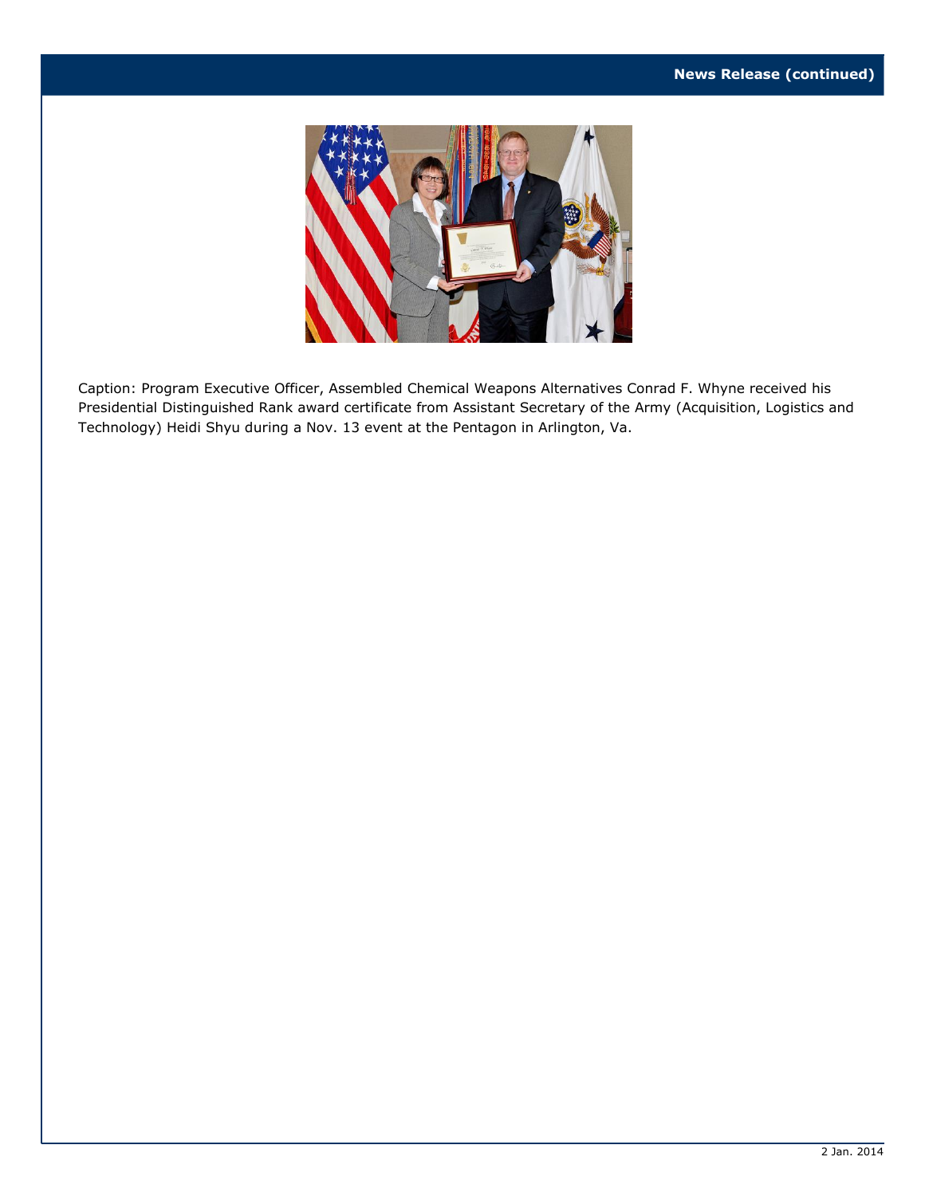Caption: Program Executive Officer, Assembled Chemical Weapons Alternatives Conrad F. Whyne received his Presidential Distinguished Rank award certificate from Assistant Secretary of the Army (Acquisition, Logistics and Technology) Heidi Shyu during a Nov. 13 event at the Pentagon in Arlington, Va.